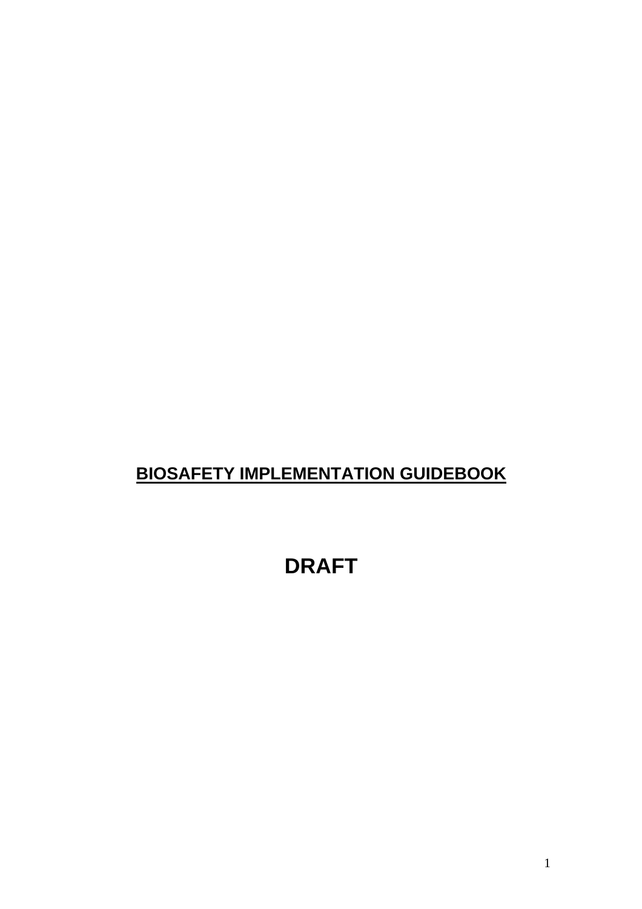# <u>BIOSAFETY IMPLEMENTATION GUIDEBOOK</u>

# DRAFT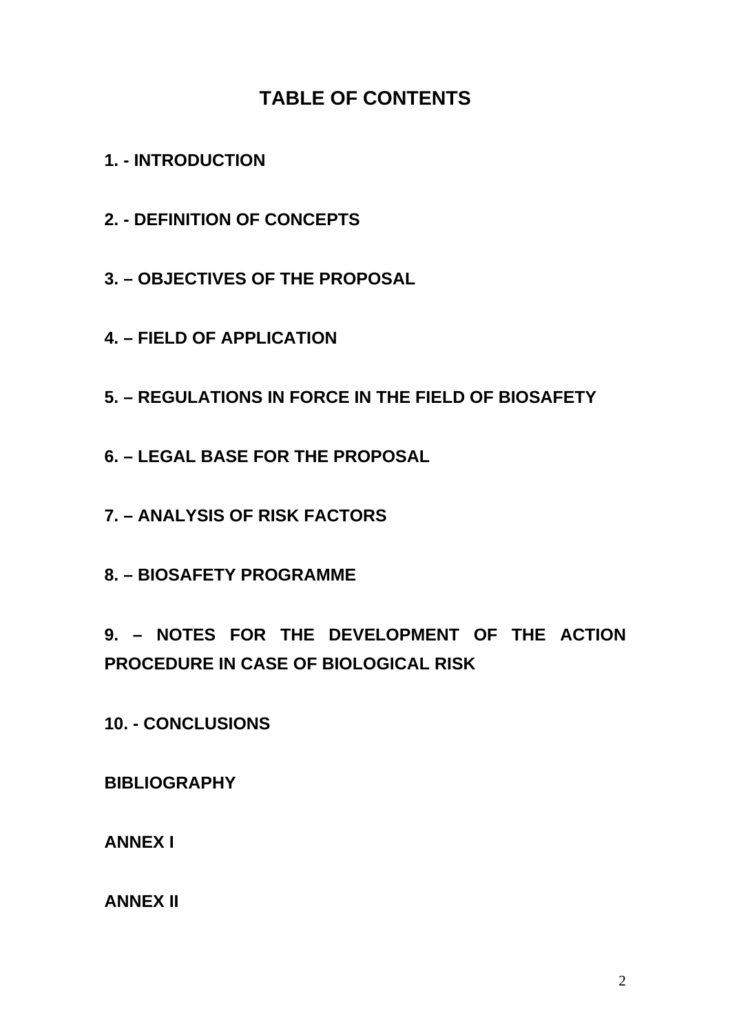# TABLE OF CONTENTS

**1. - INTRODUCTION**

**2. - DEFINITION OF CONCEPTS**

**3. – OBJECTIVES OF THE PROPOSAL**

**4. – FIELD OF APPLICATION**

**5. – REGULATIONS IN FORCE IN THE FIELD OF BIOSAFETY**

**6. – LEGAL BASE FOR THE PROPOSAL**

**7. – ANALYSIS OF RISK FACTORS**

**8. – BIOSAFETY PROGRAMME**

**9. – NOTES FOR THE DEVELOPMENT OF THE ACTION PROCEDURE IN CASE OF BIOLOGICAL RISK**

**10. - CONCLUSIONS**

**BIBLIOGRAPHY**

**ANNEX I**

**ANNEX II**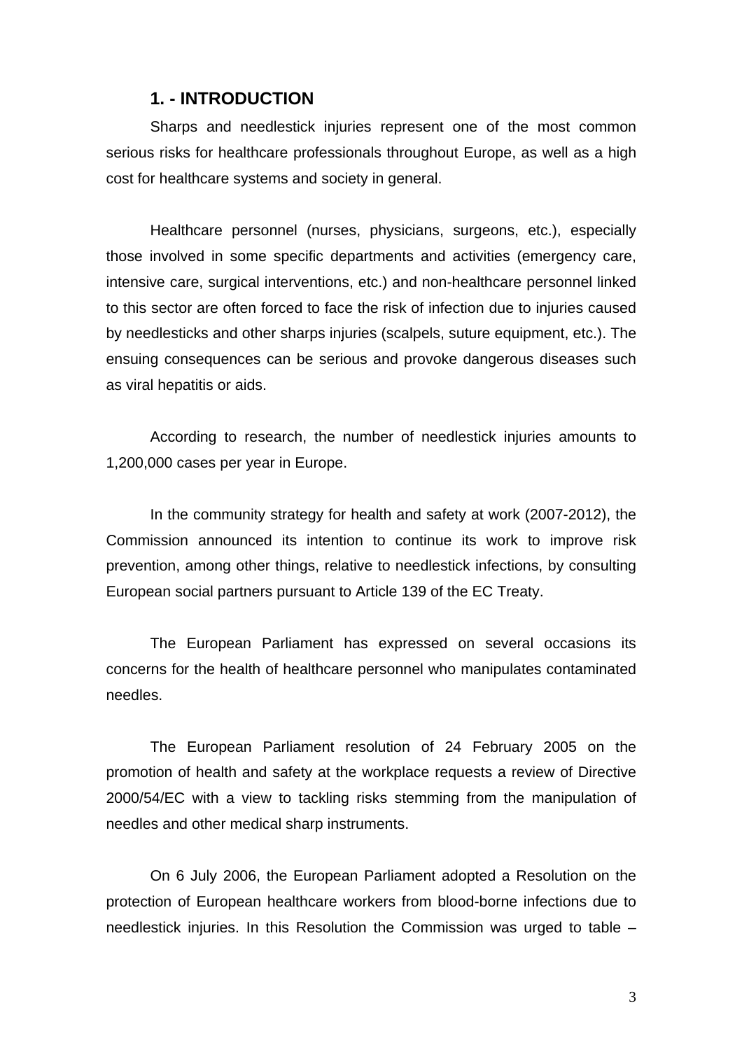## 1. - INTRODUCTION

Sharps and needlestick injuries represent one of the most common serious risks for healthcare professionals throughout Europe, as well as a high cost for healthcare systems and society in general.

Healthcare personnel (nurses, physicians, surgeons, etc.), especially those involved in some specific departments and activities (emergency care, intensive care, surgical interventions, etc.) and non-healthcare personnel linked to this sector are often forced to face the risk of infection due to injuries caused by needlesticks and other sharps injuries (scalpels, suture equipment, etc.). The ensuing consequences can be serious and provoke dangerous diseases such as viral hepatitis or aids.

According to research, the number of needlestick injuries amounts to 1,200,000 cases per year in Europe.

In the community strategy for health and safety at work (2007-2012), the Commission announced its intention to continue its work to improve risk prevention, among other things, relative to needlestick infections, by consulting European social partners pursuant to Article 139 of the EC Treaty.

The European Parliament has expressed on several occasions its concerns for the health of healthcare personnel who manipulates contaminated needles.

The European Parliament resolution of 24 February 2005 on the promotion of health and safety at the workplace requests a review of Directive 2000/54/EC with a view to tackling risks stemming from the manipulation of needles and other medical sharp instruments.

On 6 July 2006, the European Parliament adopted a Resolution on the protection of European healthcare workers from blood-borne infections due to needlestick injuries. In this Resolution the Commission was urged to table –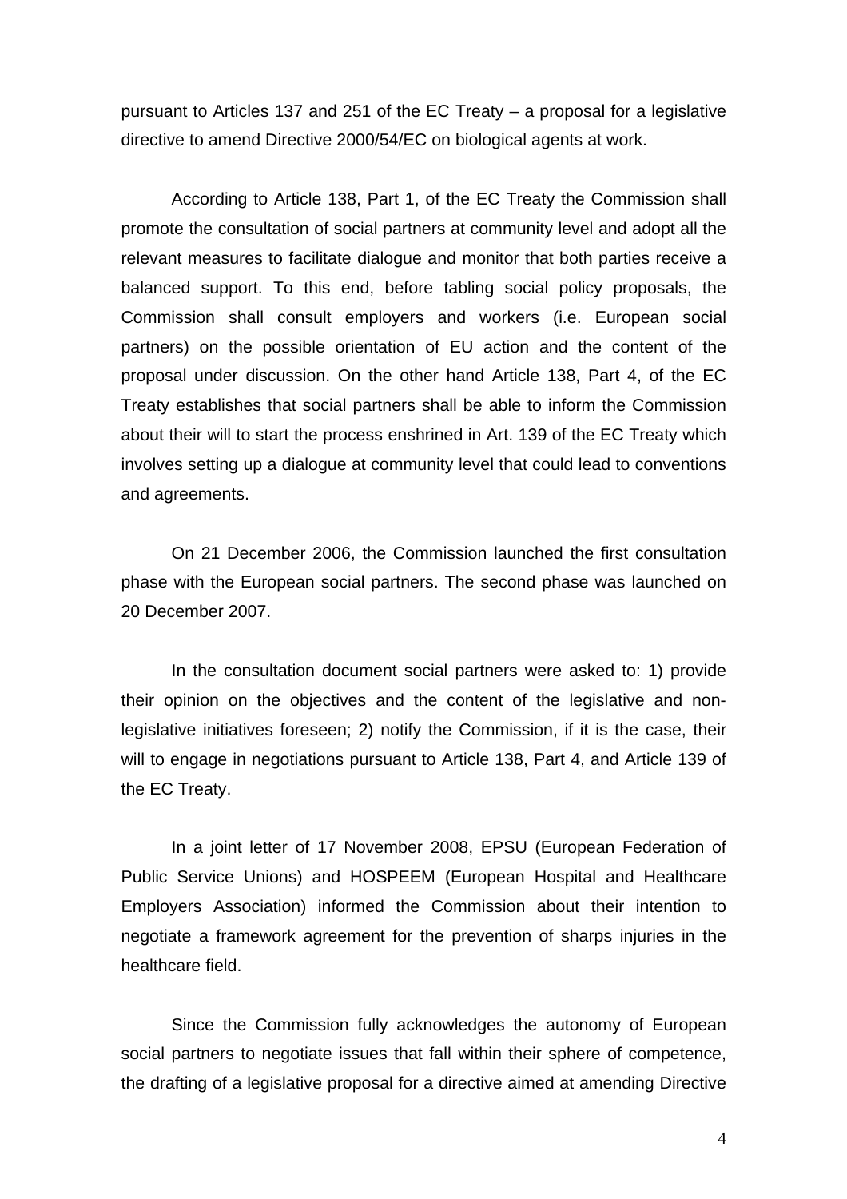pursuant to Articles 137 and 251 of the EC Treaty – a proposal for a legislative directive to amend Directive 2000/54/EC on biological agents at work.

According to Article 138, Part 1, of the EC Treaty the Commission shall promote the consultation of social partners at community level and adopt all the relevant measures to facilitate dialogue and monitor that both parties receive a balanced support. To this end, before tabling social policy proposals, the Commission shall consult employers and workers (i.e. European social partners) on the possible orientation of EU action and the content of the proposal under discussion. On the other hand Article 138, Part 4, of the EC Treaty establishes that social partners shall be able to inform the Commission about their will to start the process enshrined in Art. 139 of the EC Treaty which involves setting up a dialogue at community level that could lead to conventions and agreements.

On 21 December 2006, the Commission launched the first consultation phase with the European social partners. The second phase was launched on 20 December 2007.

In the consultation document social partners were asked to: 1) provide their opinion on the objectives and the content of the legislative and non-legislative initiatives foreseen; 2) notify the Commission, if it is the case, their will to engage in negotiations pursuant to Article 138, Part 4, and Article 139 of the EC Treaty.

In a joint letter of 17 November 2008, EPSU (European Federation of Public Service Unions) and HOSPEEM (European Hospital and Healthcare Employers Association) informed the Commission about their intention to negotiate a framework agreement for the prevention of sharps injuries in the healthcare field.

Since the Commission fully acknowledges the autonomy of European social partners to negotiate issues that fall within their sphere of competence, the drafting of a legislative proposal for a directive aimed at amending Directive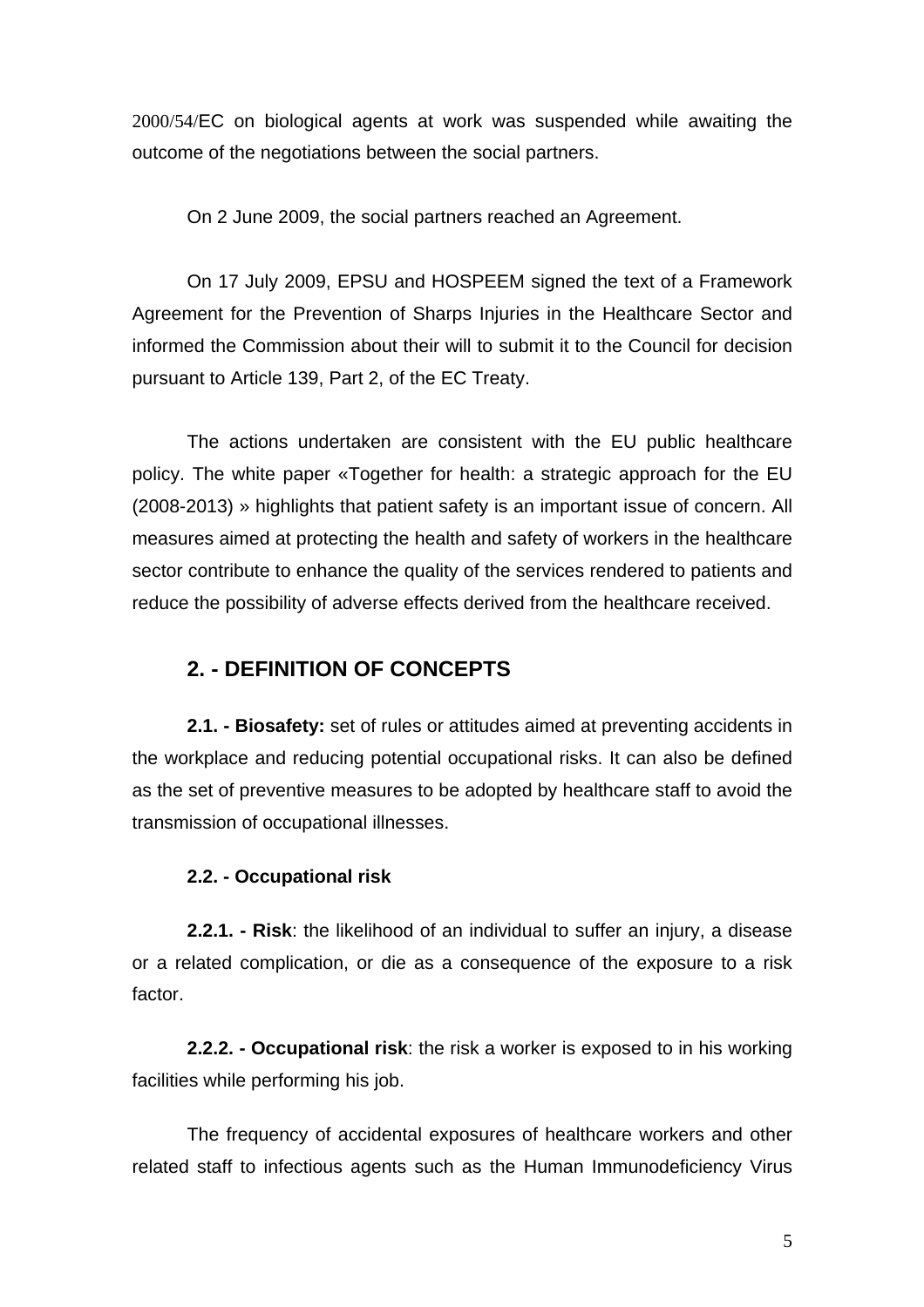2000/54/EC on biological agents at work was suspended while awaiting the outcome of the negotiations between the social partners.

On 2 June 2009, the social partners reached an Agreement.

On 17 July 2009, EPSU and HOSPEEM signed the text of a Framework Agreement for the Prevention of Sharps Injuries in the Healthcare Sector and informed the Commission about their will to submit it to the Council for decision pursuant to Article 139, Part 2, of the EC Treaty.

The actions undertaken are consistent with the EU public healthcare policy. The white paper «Together for health: a strategic approach for the EU (2008-2013) » highlights that patient safety is an important issue of concern. All measures aimed at protecting the health and safety of workers in the healthcare sector contribute to enhance the quality of the services rendered to patients and reduce the possibility of adverse effects derived from the healthcare received.

## 2. - DEFINITION OF CONCEPTS

**2.1. - Biosafety:** set of rules or attitudes aimed at preventing accidents in the workplace and reducing potential occupational risks. It can also be defined as the set of preventive measures to be adopted by healthcare staff to avoid the transmission of occupational illnesses.

**2.2. - Occupational risk**

**2.2.1. - Risk**: the likelihood of an individual to suffer an injury, a disease or a related complication, or die as a consequence of the exposure to a risk factor.

**2.2.2. - Occupational risk**: the risk a worker is exposed to in his working facilities while performing his job.

The frequency of accidental exposures of healthcare workers and other related staff to infectious agents such as the Human Immunodeficiency Virus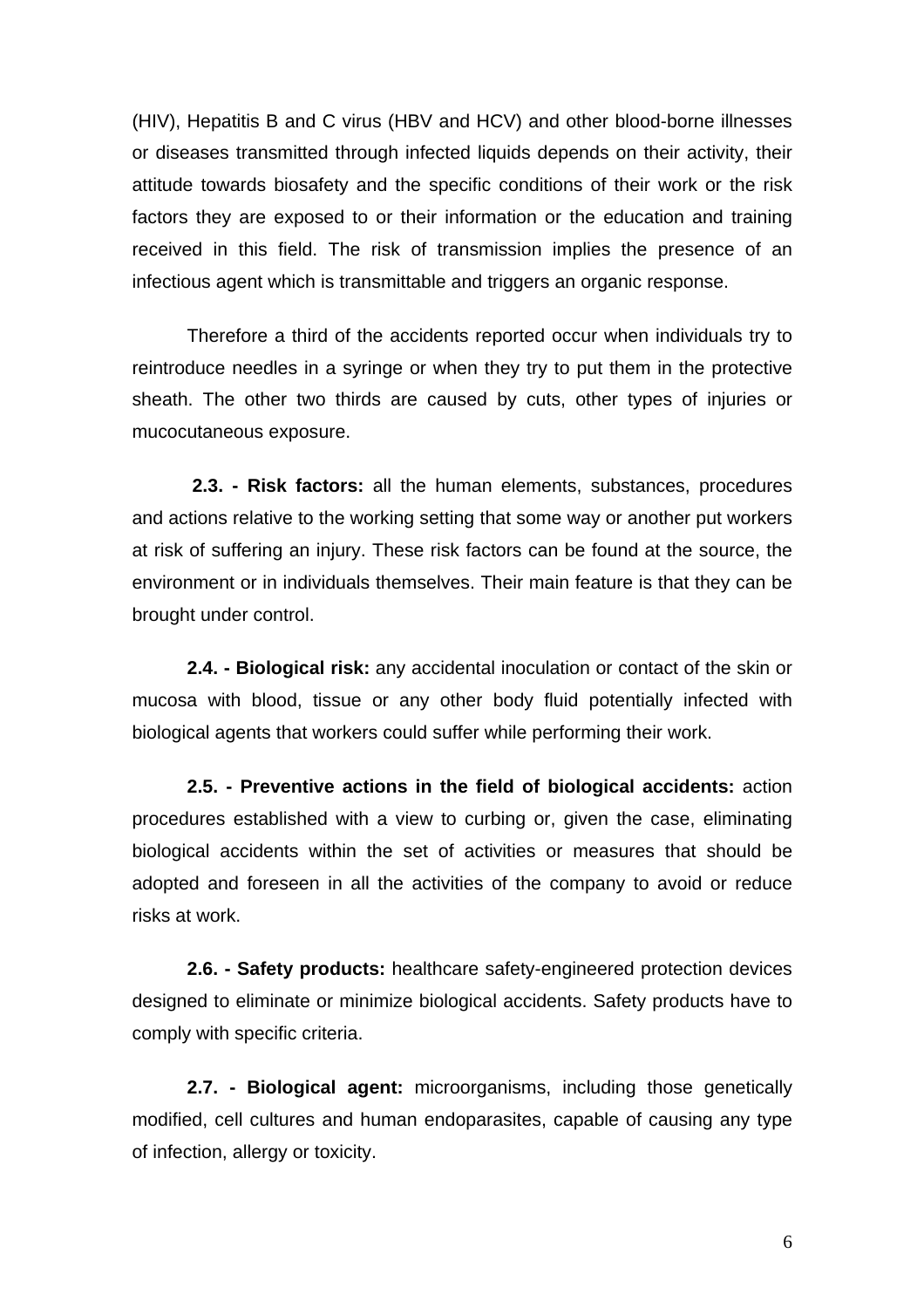(HIV), Hepatitis B and C virus (HBV and HCV) and other blood-borne illnesses or diseases transmitted through infected liquids depends on their activity, their attitude towards biosafety and the specific conditions of their work or the risk factors they are exposed to or their information or the education and training received in this field. The risk of transmission implies the presence of an infectious agent which is transmittable and triggers an organic response.

Therefore a third of the accidents reported occur when individuals try to reintroduce needles in a syringe or when they try to put them in the protective sheath. The other two thirds are caused by cuts, other types of injuries or mucocutaneous exposure.

**2.3. - Risk factors:** all the human elements, substances, procedures and actions relative to the working setting that some way or another put workers at risk of suffering an injury. These risk factors can be found at the source, the environment or in individuals themselves. Their main feature is that they can be brought under control.

**2.4. - Biological risk:** any accidental inoculation or contact of the skin or mucosa with blood, tissue or any other body fluid potentially infected with biological agents that workers could suffer while performing their work.

**2.5. - Preventive actions in the field of biological accidents:** action procedures established with a view to curbing or, given the case, eliminating biological accidents within the set of activities or measures that should be adopted and foreseen in all the activities of the company to avoid or reduce risks at work.

**2.6. - Safety products:** healthcare safety-engineered protection devices designed to eliminate or minimize biological accidents. Safety products have to comply with specific criteria.

**2.7. - Biological agent:** microorganisms, including those genetically modified, cell cultures and human endoparasites, capable of causing any type of infection, allergy or toxicity.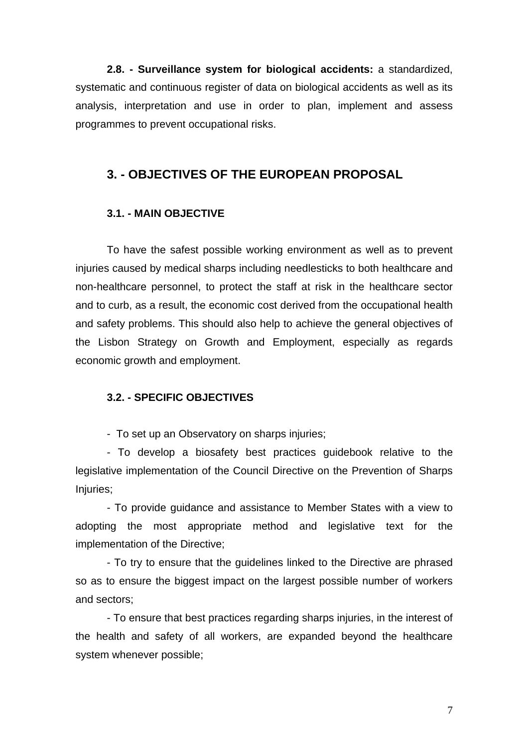**2.8. - Surveillance system for biological accidents:** a standardized, systematic and continuous register of data on biological accidents as well as its analysis, interpretation and use in order to plan, implement and assess programmes to prevent occupational risks.

## 3. - OBJECTIVES OF THE EUROPEAN PROPOSAL

### 3.1. - MAIN OBJECTIVE

To have the safest possible working environment as well as to prevent injuries caused by medical sharps including needlesticks to both healthcare and non-healthcare personnel, to protect the staff at risk in the healthcare sector and to curb, as a result, the economic cost derived from the occupational health and safety problems. This should also help to achieve the general objectives of the Lisbon Strategy on Growth and Employment, especially as regards economic growth and employment.

### 3.2. - SPECIFIC OBJECTIVES

- To set up an Observatory on sharps injuries;
- To develop a biosafety best practices guidebook relative to the legislative implementation of the Council Directive on the Prevention of Sharps Injuries;
- To provide guidance and assistance to Member States with a view to adopting the most appropriate method and legislative text for the implementation of the Directive;
- To try to ensure that the guidelines linked to the Directive are phrased so as to ensure the biggest impact on the largest possible number of workers and sectors;
- To ensure that best practices regarding sharps injuries, in the interest of the health and safety of all workers, are expanded beyond the healthcare system whenever possible;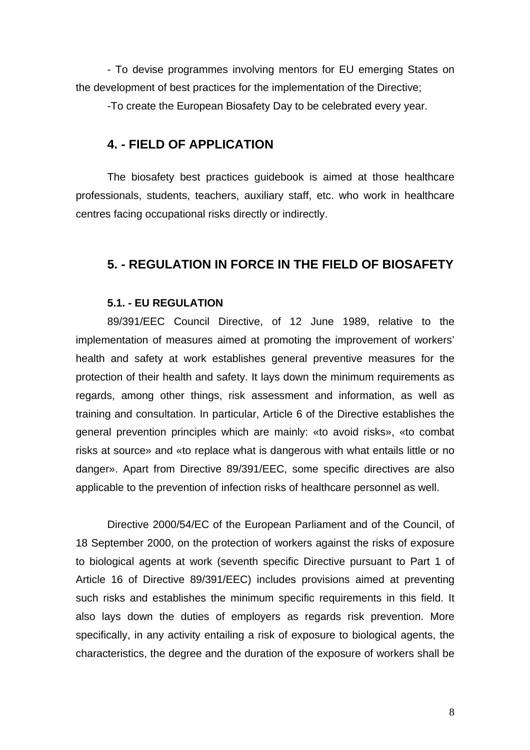- To devise programmes involving mentors for EU emerging States on the development of best practices for the implementation of the Directive;

-To create the European Biosafety Day to be celebrated every year.

## 4. - FIELD OF APPLICATION

The biosafety best practices guidebook is aimed at those healthcare professionals, students, teachers, auxiliary staff, etc. who work in healthcare centres facing occupational risks directly or indirectly.

## 5. - REGULATION IN FORCE IN THE FIELD OF BIOSAFETY

### 5.1. - EU REGULATION

89/391/EEC Council Directive, of 12 June 1989, relative to the implementation of measures aimed at promoting the improvement of workers' health and safety at work establishes general preventive measures for the protection of their health and safety. It lays down the minimum requirements as regards, among other things, risk assessment and information, as well as training and consultation. In particular, Article 6 of the Directive establishes the general prevention principles which are mainly: «to avoid risks», «to combat risks at source» and «to replace what is dangerous with what entails little or no danger». Apart from Directive 89/391/EEC, some specific directives are also applicable to the prevention of infection risks of healthcare personnel as well.

Directive 2000/54/EC of the European Parliament and of the Council, of 18 September 2000, on the protection of workers against the risks of exposure to biological agents at work (seventh specific Directive pursuant to Part 1 of Article 16 of Directive 89/391/EEC) includes provisions aimed at preventing such risks and establishes the minimum specific requirements in this field. It also lays down the duties of employers as regards risk prevention. More specifically, in any activity entailing a risk of exposure to biological agents, the characteristics, the degree and the duration of the exposure of workers shall be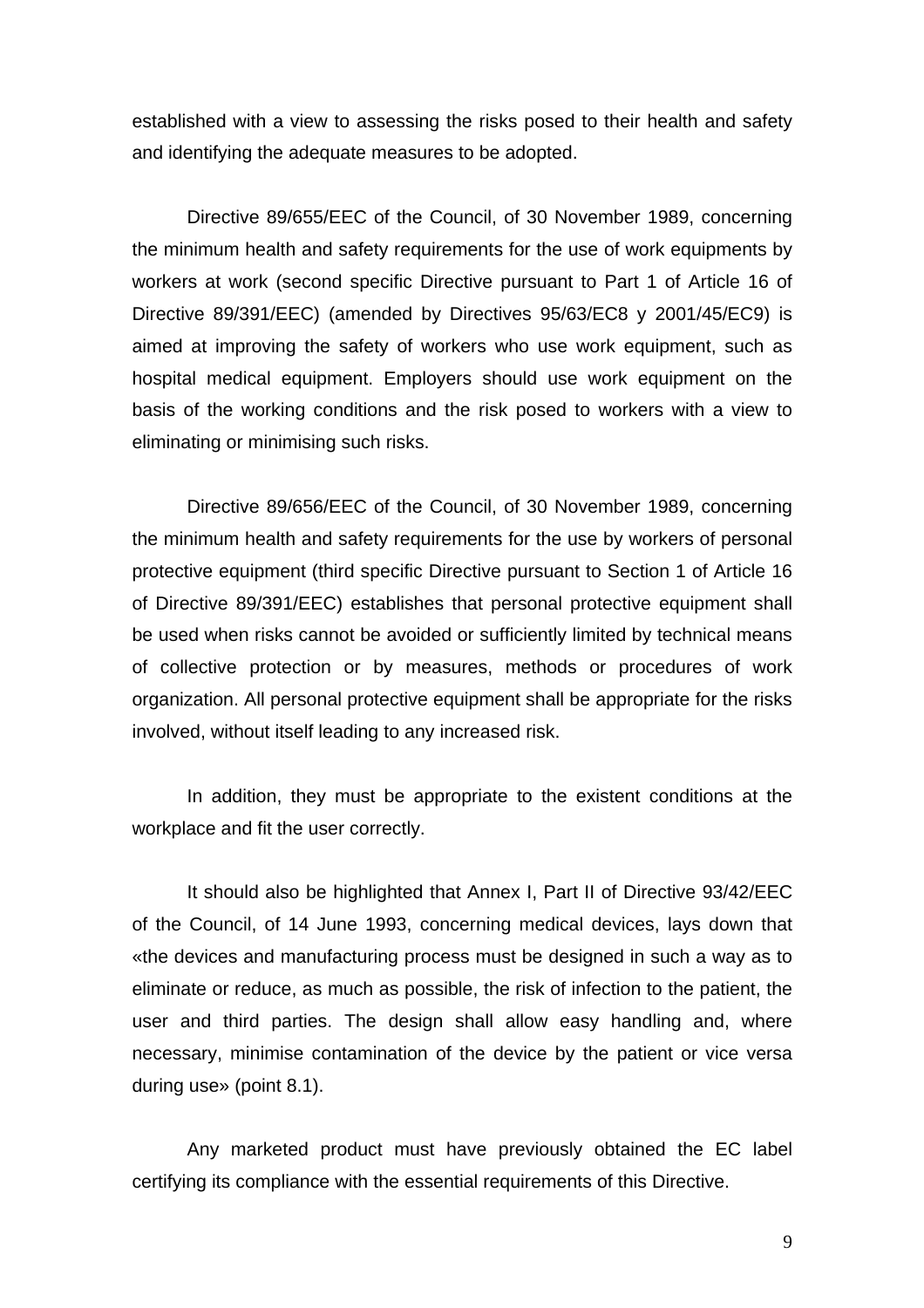established with a view to assessing the risks posed to their health and safety and identifying the adequate measures to be adopted.

Directive 89/655/EEC of the Council, of 30 November 1989, concerning the minimum health and safety requirements for the use of work equipments by workers at work (second specific Directive pursuant to Part 1 of Article 16 of Directive 89/391/EEC) (amended by Directives 95/63/EC8 y 2001/45/EC9) is aimed at improving the safety of workers who use work equipment, such as hospital medical equipment. Employers should use work equipment on the basis of the working conditions and the risk posed to workers with a view to eliminating or minimising such risks.

Directive 89/656/EEC of the Council, of 30 November 1989, concerning the minimum health and safety requirements for the use by workers of personal protective equipment (third specific Directive pursuant to Section 1 of Article 16 of Directive 89/391/EEC) establishes that personal protective equipment shall be used when risks cannot be avoided or sufficiently limited by technical means of collective protection or by measures, methods or procedures of work organization. All personal protective equipment shall be appropriate for the risks involved, without itself leading to any increased risk.

In addition, they must be appropriate to the existent conditions at the workplace and fit the user correctly.

It should also be highlighted that Annex I, Part II of Directive 93/42/EEC of the Council, of 14 June 1993, concerning medical devices, lays down that «the devices and manufacturing process must be designed in such a way as to eliminate or reduce, as much as possible, the risk of infection to the patient, the user and third parties. The design shall allow easy handling and, where necessary, minimise contamination of the device by the patient or vice versa during use» (point 8.1).

Any marketed product must have previously obtained the EC label certifying its compliance with the essential requirements of this Directive.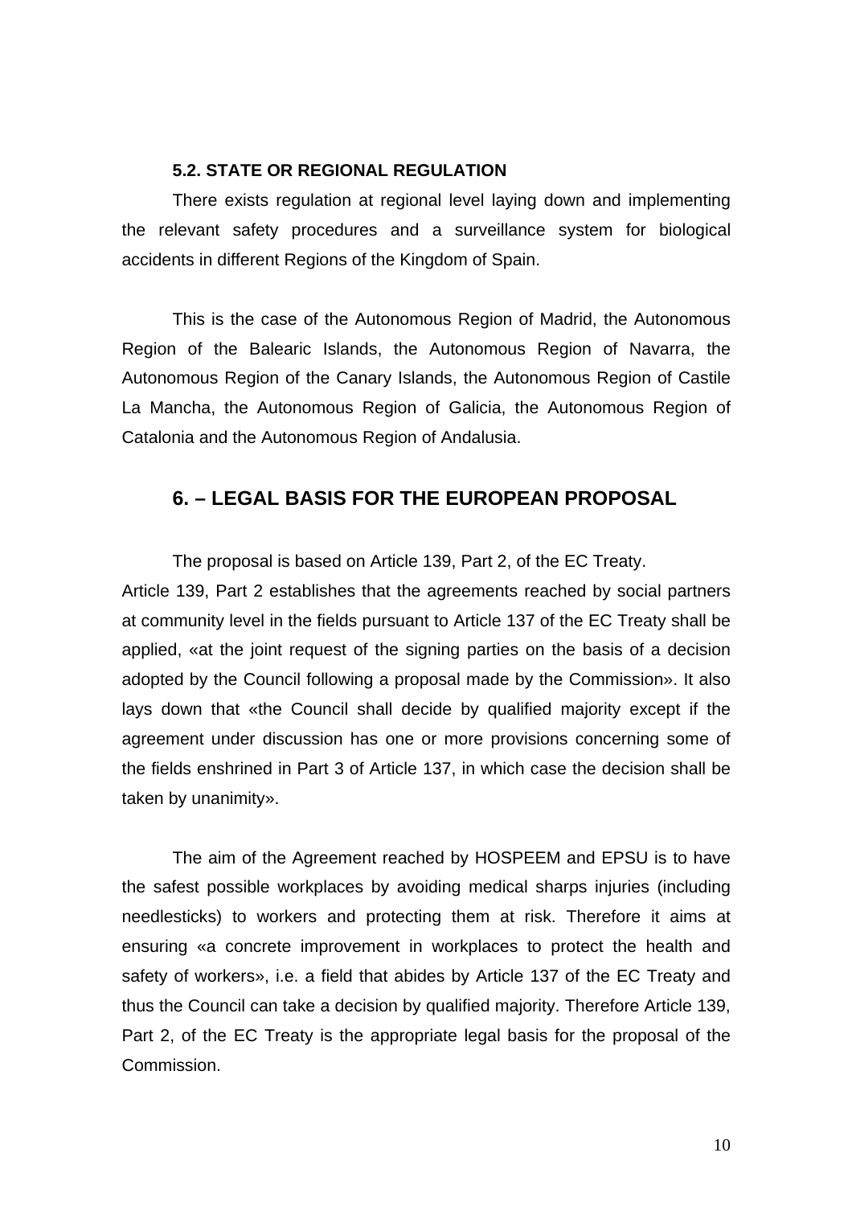### 5.2. STATE OR REGIONAL REGULATION

There exists regulation at regional level laying down and implementing the relevant safety procedures and a surveillance system for biological accidents in different Regions of the Kingdom of Spain.

This is the case of the Autonomous Region of Madrid, the Autonomous Region of the Balearic Islands, the Autonomous Region of Navarra, the Autonomous Region of the Canary Islands, the Autonomous Region of Castile La Mancha, the Autonomous Region of Galicia, the Autonomous Region of Catalonia and the Autonomous Region of Andalusia.

## 6. – LEGAL BASIS FOR THE EUROPEAN PROPOSAL

The proposal is based on Article 139, Part 2, of the EC Treaty.

Article 139, Part 2 establishes that the agreements reached by social partners at community level in the fields pursuant to Article 137 of the EC Treaty shall be applied, «at the joint request of the signing parties on the basis of a decision adopted by the Council following a proposal made by the Commission». It also lays down that «the Council shall decide by qualified majority except if the agreement under discussion has one or more provisions concerning some of the fields enshrined in Part 3 of Article 137, in which case the decision shall be taken by unanimity».

The aim of the Agreement reached by HOSPEEM and EPSU is to have the safest possible workplaces by avoiding medical sharps injuries (including needlesticks) to workers and protecting them at risk. Therefore it aims at ensuring «a concrete improvement in workplaces to protect the health and safety of workers», i.e. a field that abides by Article 137 of the EC Treaty and thus the Council can take a decision by qualified majority. Therefore Article 139, Part 2, of the EC Treaty is the appropriate legal basis for the proposal of the Commission.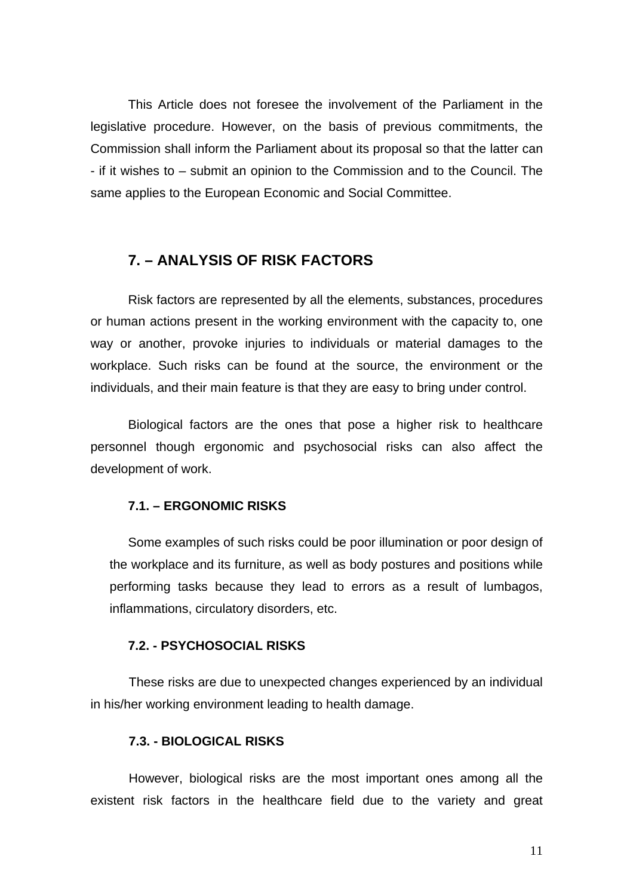This Article does not foresee the involvement of the Parliament in the legislative procedure. However, on the basis of previous commitments, the Commission shall inform the Parliament about its proposal so that the latter can - if it wishes to – submit an opinion to the Commission and to the Council. The same applies to the European Economic and Social Committee.

## 7. – ANALYSIS OF RISK FACTORS

Risk factors are represented by all the elements, substances, procedures or human actions present in the working environment with the capacity to, one way or another, provoke injuries to individuals or material damages to the workplace. Such risks can be found at the source, the environment or the individuals, and their main feature is that they are easy to bring under control.

Biological factors are the ones that pose a higher risk to healthcare personnel though ergonomic and psychosocial risks can also affect the development of work.

### 7.1. – ERGONOMIC RISKS

Some examples of such risks could be poor illumination or poor design of the workplace and its furniture, as well as body postures and positions while performing tasks because they lead to errors as a result of lumbagos, inflammations, circulatory disorders, etc.

### 7.2. - PSYCHOSOCIAL RISKS

These risks are due to unexpected changes experienced by an individual in his/her working environment leading to health damage.

### 7.3. - BIOLOGICAL RISKS

However, biological risks are the most important ones among all the existent risk factors in the healthcare field due to the variety and great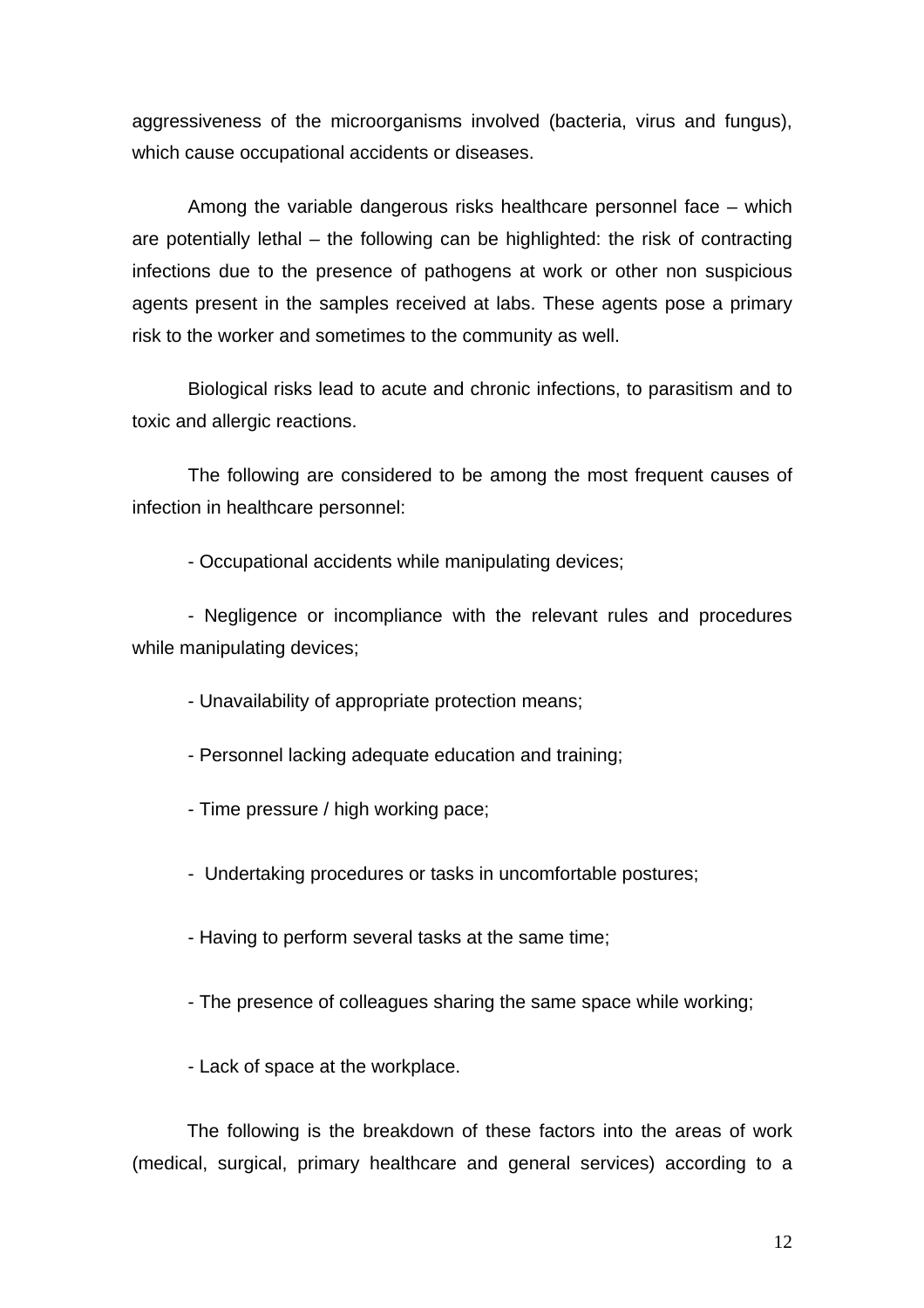aggressiveness of the microorganisms involved (bacteria, virus and fungus), which cause occupational accidents or diseases.

Among the variable dangerous risks healthcare personnel face – which are potentially lethal – the following can be highlighted: the risk of contracting infections due to the presence of pathogens at work or other non suspicious agents present in the samples received at labs. These agents pose a primary risk to the worker and sometimes to the community as well.

Biological risks lead to acute and chronic infections, to parasitism and to toxic and allergic reactions.

The following are considered to be among the most frequent causes of infection in healthcare personnel:

- Occupational accidents while manipulating devices;
- Negligence or incompliance with the relevant rules and procedures while manipulating devices;
- Unavailability of appropriate protection means;
- Personnel lacking adequate education and training;
- Time pressure / high working pace;
- Undertaking procedures or tasks in uncomfortable postures;
- Having to perform several tasks at the same time;
- The presence of colleagues sharing the same space while working;
- Lack of space at the workplace.

The following is the breakdown of these factors into the areas of work (medical, surgical, primary healthcare and general services) according to a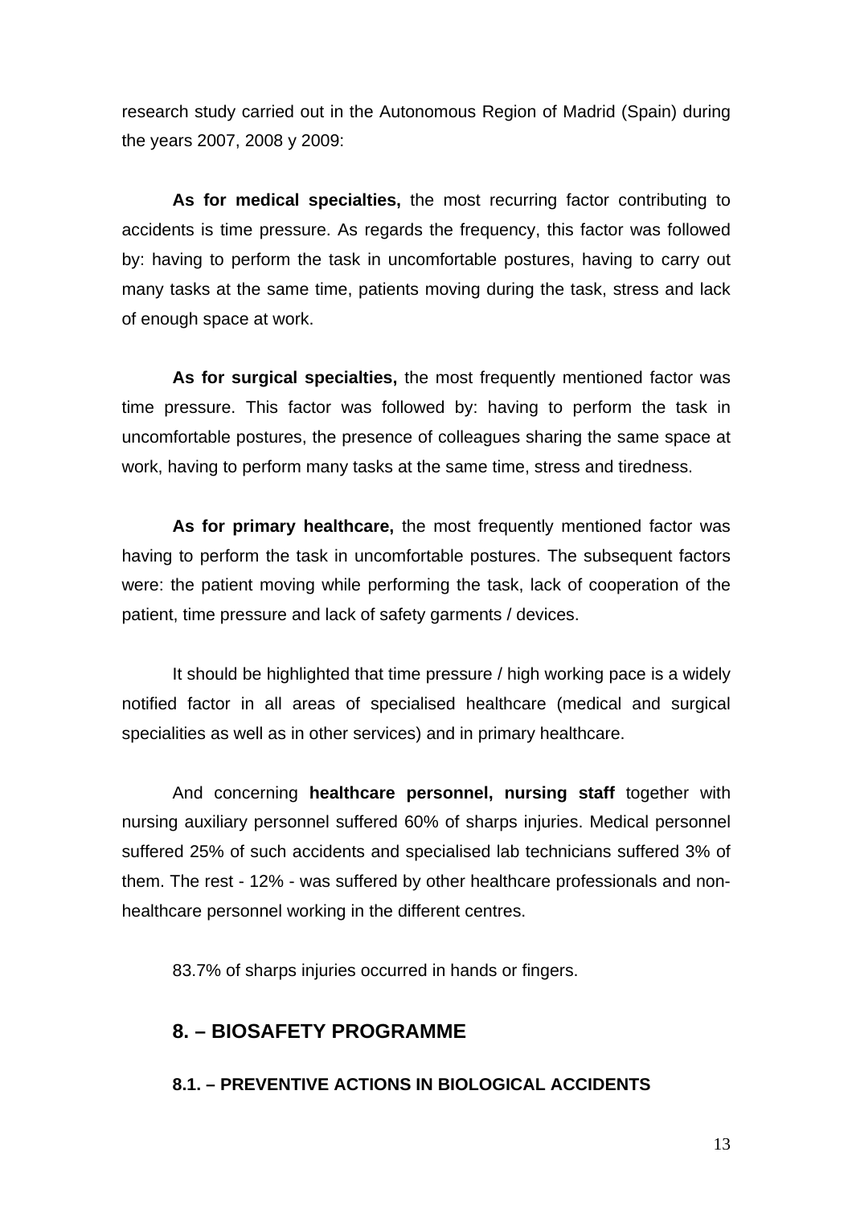research study carried out in the Autonomous Region of Madrid (Spain) during the years 2007, 2008 y 2009:

**As for medical specialties,** the most recurring factor contributing to accidents is time pressure. As regards the frequency, this factor was followed by: having to perform the task in uncomfortable postures, having to carry out many tasks at the same time, patients moving during the task, stress and lack of enough space at work.

**As for surgical specialties,** the most frequently mentioned factor was time pressure. This factor was followed by: having to perform the task in uncomfortable postures, the presence of colleagues sharing the same space at work, having to perform many tasks at the same time, stress and tiredness.

**As for primary healthcare,** the most frequently mentioned factor was having to perform the task in uncomfortable postures. The subsequent factors were: the patient moving while performing the task, lack of cooperation of the patient, time pressure and lack of safety garments / devices.

It should be highlighted that time pressure / high working pace is a widely notified factor in all areas of specialised healthcare (medical and surgical specialities as well as in other services) and in primary healthcare.

And concerning **healthcare personnel, nursing staff** together with nursing auxiliary personnel suffered 60% of sharps injuries. Medical personnel suffered 25% of such accidents and specialised lab technicians suffered 3% of them. The rest - 12% - was suffered by other healthcare professionals and non-healthcare personnel working in the different centres.

83.7% of sharps injuries occurred in hands or fingers.

## 8. – BIOSAFETY PROGRAMME

### 8.1. – PREVENTIVE ACTIONS IN BIOLOGICAL ACCIDENTS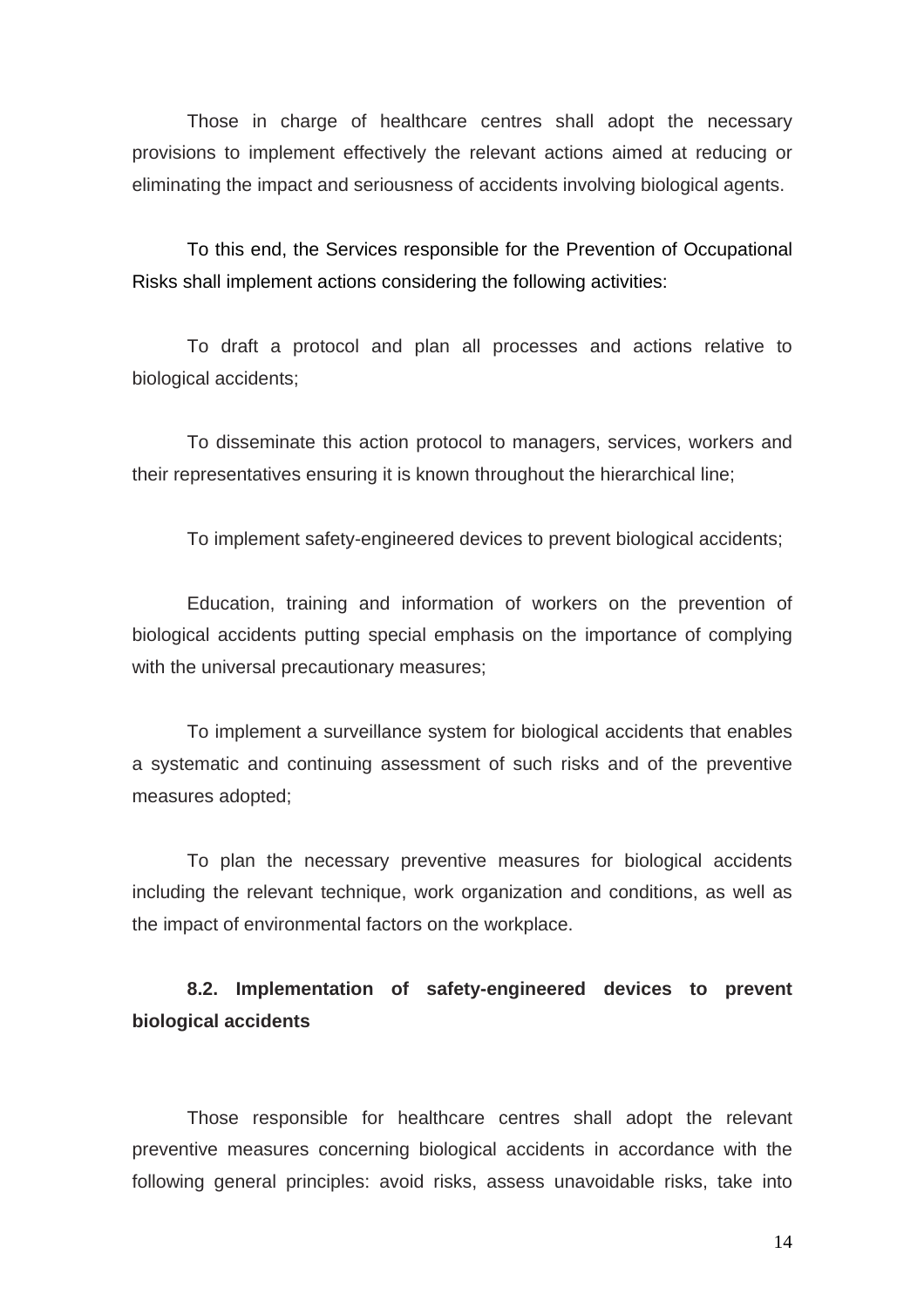Those in charge of healthcare centres shall adopt the necessary provisions to implement effectively the relevant actions aimed at reducing or eliminating the impact and seriousness of accidents involving biological agents.

To this end, the Services responsible for the Prevention of Occupational Risks shall implement actions considering the following activities:

To draft a protocol and plan all processes and actions relative to biological accidents;

To disseminate this action protocol to managers, services, workers and their representatives ensuring it is known throughout the hierarchical line;

To implement safety-engineered devices to prevent biological accidents;

Education, training and information of workers on the prevention of biological accidents putting special emphasis on the importance of complying with the universal precautionary measures;

To implement a surveillance system for biological accidents that enables a systematic and continuing assessment of such risks and of the preventive measures adopted;

To plan the necessary preventive measures for biological accidents including the relevant technique, work organization and conditions, as well as the impact of environmental factors on the workplace.

### 8.2. Implementation of safety-engineered devices to prevent biological accidents

Those responsible for healthcare centres shall adopt the relevant preventive measures concerning biological accidents in accordance with the following general principles: avoid risks, assess unavoidable risks, take into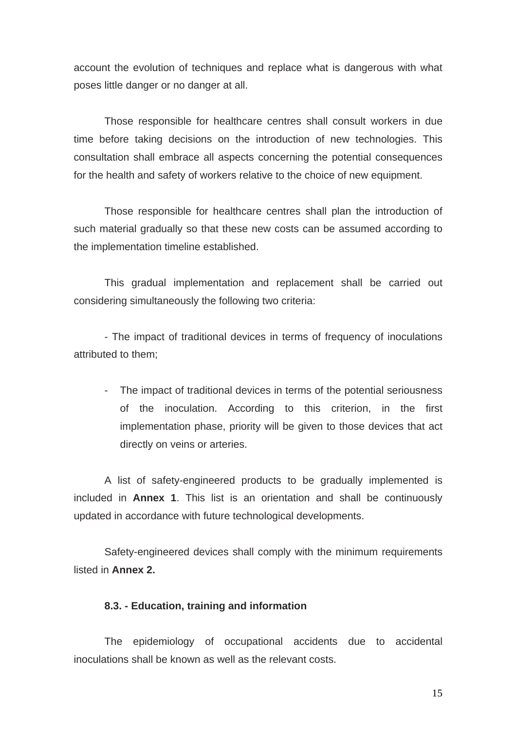account the evolution of techniques and replace what is dangerous with what poses little danger or no danger at all.

Those responsible for healthcare centres shall consult workers in due time before taking decisions on the introduction of new technologies. This consultation shall embrace all aspects concerning the potential consequences for the health and safety of workers relative to the choice of new equipment.

Those responsible for healthcare centres shall plan the introduction of such material gradually so that these new costs can be assumed according to the implementation timeline established.

This gradual implementation and replacement shall be carried out considering simultaneously the following two criteria:

- The impact of traditional devices in terms of frequency of inoculations attributed to them;

- The impact of traditional devices in terms of the potential seriousness of the inoculation. According to this criterion, in the first implementation phase, priority will be given to those devices that act directly on veins or arteries.

A list of safety-engineered products to be gradually implemented is included in **Annex 1**. This list is an orientation and shall be continuously updated in accordance with future technological developments.

Safety-engineered devices shall comply with the minimum requirements listed in **Annex 2.**

### 8.3. - Education, training and information

The epidemiology of occupational accidents due to accidental inoculations shall be known as well as the relevant costs.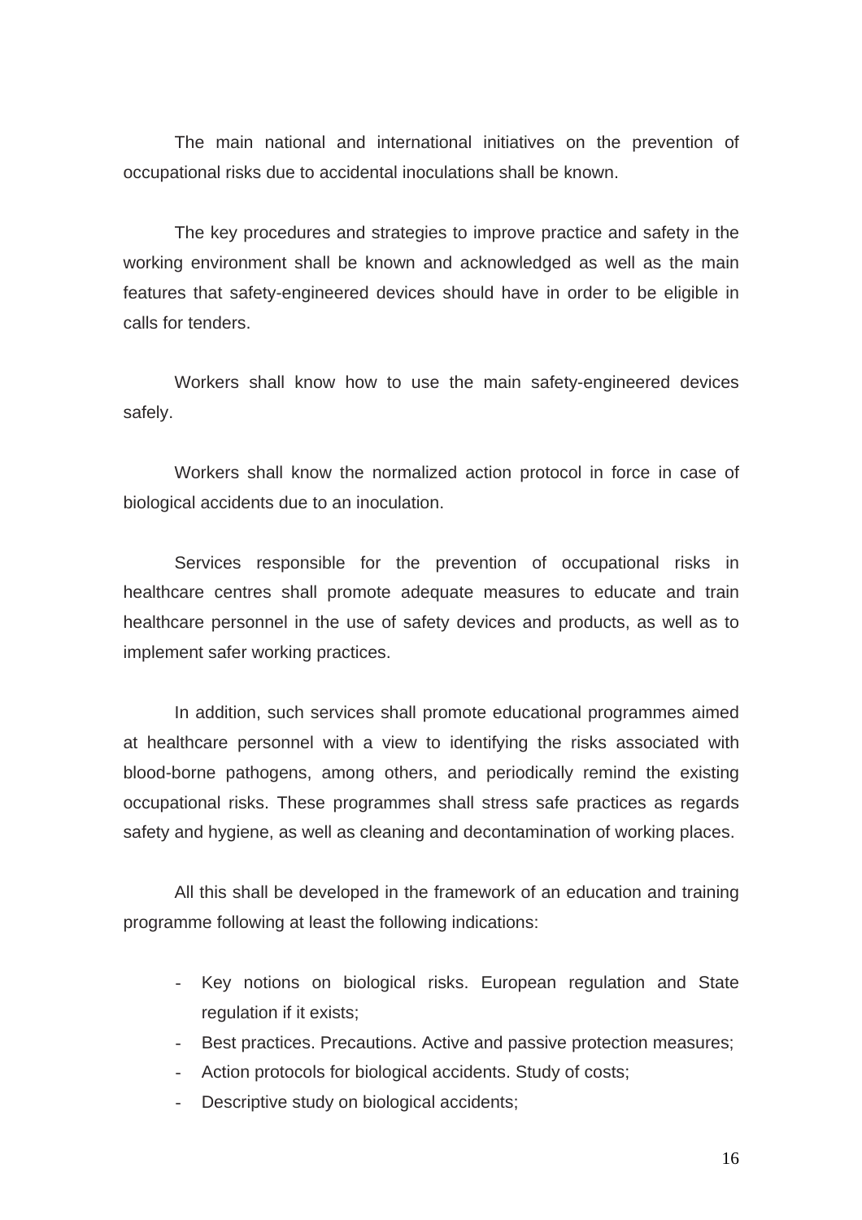The main national and international initiatives on the prevention of occupational risks due to accidental inoculations shall be known.

The key procedures and strategies to improve practice and safety in the working environment shall be known and acknowledged as well as the main features that safety-engineered devices should have in order to be eligible in calls for tenders.

Workers shall know how to use the main safety-engineered devices safely.

Workers shall know the normalized action protocol in force in case of biological accidents due to an inoculation.

Services responsible for the prevention of occupational risks in healthcare centres shall promote adequate measures to educate and train healthcare personnel in the use of safety devices and products, as well as to implement safer working practices.

In addition, such services shall promote educational programmes aimed at healthcare personnel with a view to identifying the risks associated with blood-borne pathogens, among others, and periodically remind the existing occupational risks. These programmes shall stress safe practices as regards safety and hygiene, as well as cleaning and decontamination of working places.

All this shall be developed in the framework of an education and training programme following at least the following indications:

- Key notions on biological risks. European regulation and State regulation if it exists;
- Best practices. Precautions. Active and passive protection measures;
- Action protocols for biological accidents. Study of costs;
- Descriptive study on biological accidents;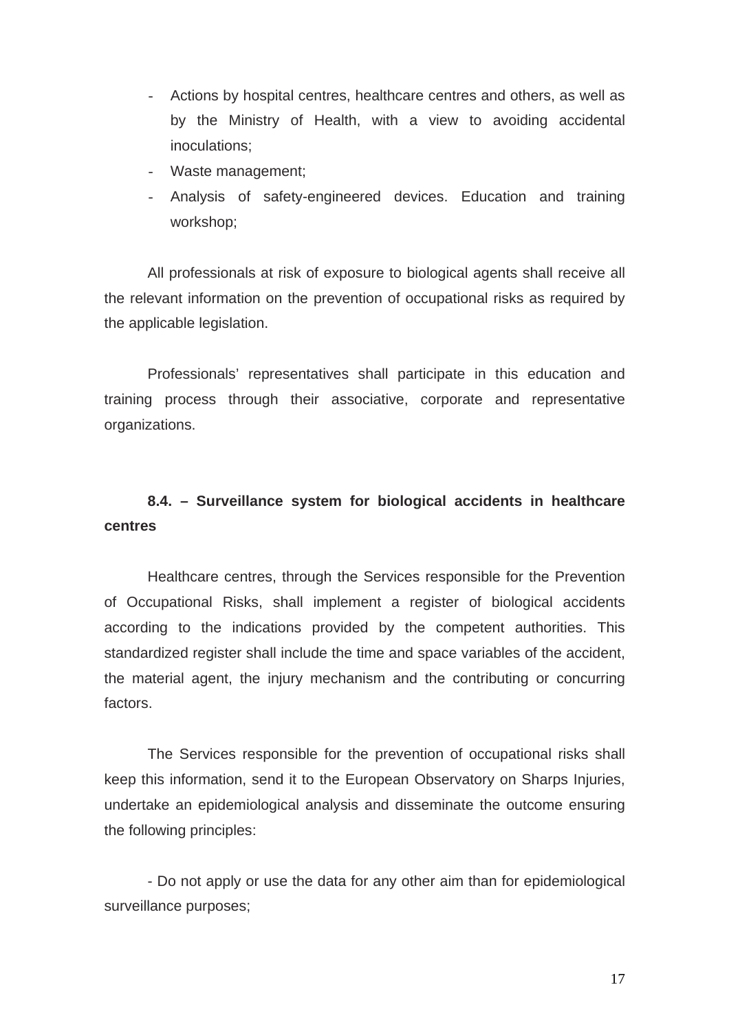- Actions by hospital centres, healthcare centres and others, as well as by the Ministry of Health, with a view to avoiding accidental inoculations;
- Waste management;
- Analysis of safety-engineered devices. Education and training workshop;

All professionals at risk of exposure to biological agents shall receive all the relevant information on the prevention of occupational risks as required by the applicable legislation.

Professionals' representatives shall participate in this education and training process through their associative, corporate and representative organizations.

### 8.4. – Surveillance system for biological accidents in healthcare centres

Healthcare centres, through the Services responsible for the Prevention of Occupational Risks, shall implement a register of biological accidents according to the indications provided by the competent authorities. This standardized register shall include the time and space variables of the accident, the material agent, the injury mechanism and the contributing or concurring factors.

The Services responsible for the prevention of occupational risks shall keep this information, send it to the European Observatory on Sharps Injuries, undertake an epidemiological analysis and disseminate the outcome ensuring the following principles:

- Do not apply or use the data for any other aim than for epidemiological surveillance purposes;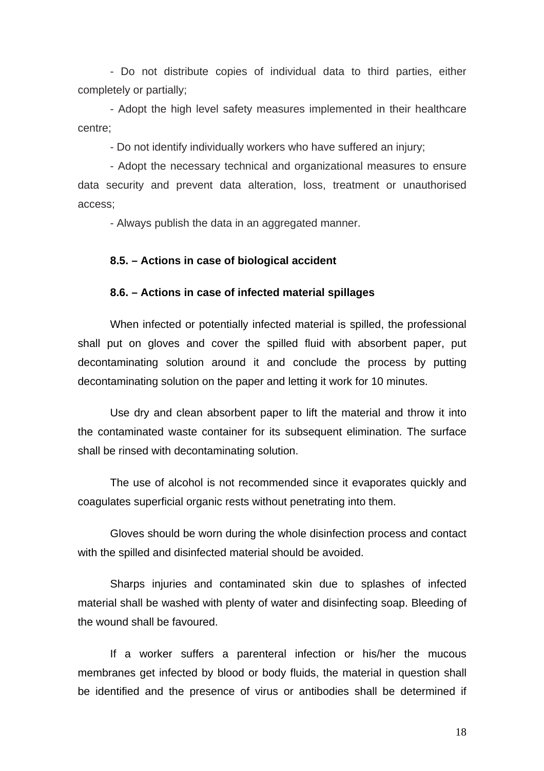- Do not distribute copies of individual data to third parties, either completely or partially;

- Adopt the high level safety measures implemented in their healthcare centre;

- Do not identify individually workers who have suffered an injury;

- Adopt the necessary technical and organizational measures to ensure data security and prevent data alteration, loss, treatment or unauthorised access;

- Always publish the data in an aggregated manner.

### 8.5. – Actions in case of biological accident

### 8.6. – Actions in case of infected material spillages

When infected or potentially infected material is spilled, the professional shall put on gloves and cover the spilled fluid with absorbent paper, put decontaminating solution around it and conclude the process by putting decontaminating solution on the paper and letting it work for 10 minutes.

Use dry and clean absorbent paper to lift the material and throw it into the contaminated waste container for its subsequent elimination. The surface shall be rinsed with decontaminating solution.

The use of alcohol is not recommended since it evaporates quickly and coagulates superficial organic rests without penetrating into them.

Gloves should be worn during the whole disinfection process and contact with the spilled and disinfected material should be avoided.

Sharps injuries and contaminated skin due to splashes of infected material shall be washed with plenty of water and disinfecting soap. Bleeding of the wound shall be favoured.

If a worker suffers a parenteral infection or his/her the mucous membranes get infected by blood or body fluids, the material in question shall be identified and the presence of virus or antibodies shall be determined if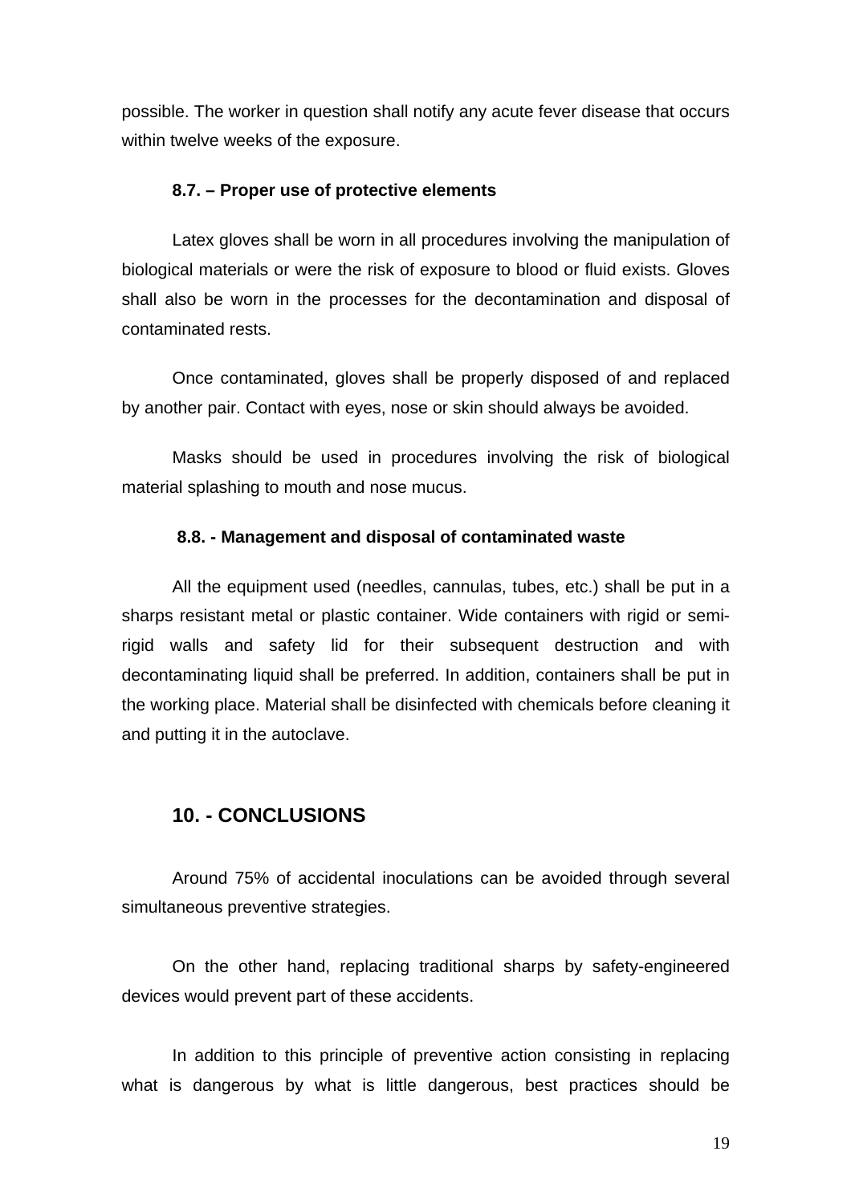possible. The worker in question shall notify any acute fever disease that occurs within twelve weeks of the exposure.

### 8.7. – Proper use of protective elements

Latex gloves shall be worn in all procedures involving the manipulation of biological materials or were the risk of exposure to blood or fluid exists. Gloves shall also be worn in the processes for the decontamination and disposal of contaminated rests.

Once contaminated, gloves shall be properly disposed of and replaced by another pair. Contact with eyes, nose or skin should always be avoided.

Masks should be used in procedures involving the risk of biological material splashing to mouth and nose mucus.

### 8.8. - Management and disposal of contaminated waste

All the equipment used (needles, cannulas, tubes, etc.) shall be put in a sharps resistant metal or plastic container. Wide containers with rigid or semi-rigid walls and safety lid for their subsequent destruction and with decontaminating liquid shall be preferred. In addition, containers shall be put in the working place. Material shall be disinfected with chemicals before cleaning it and putting it in the autoclave.

## 10. - CONCLUSIONS

Around 75% of accidental inoculations can be avoided through several simultaneous preventive strategies.

On the other hand, replacing traditional sharps by safety-engineered devices would prevent part of these accidents.

In addition to this principle of preventive action consisting in replacing what is dangerous by what is little dangerous, best practices should be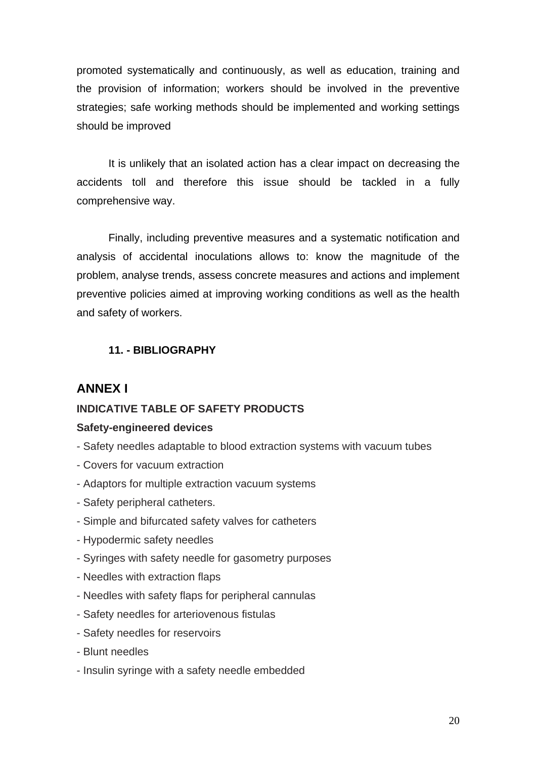promoted systematically and continuously, as well as education, training and the provision of information; workers should be involved in the preventive strategies; safe working methods should be implemented and working settings should be improved

It is unlikely that an isolated action has a clear impact on decreasing the accidents toll and therefore this issue should be tackled in a fully comprehensive way.

Finally, including preventive measures and a systematic notification and analysis of accidental inoculations allows to: know the magnitude of the problem, analyse trends, assess concrete measures and actions and implement preventive policies aimed at improving working conditions as well as the health and safety of workers.

### 11. - BIBLIOGRAPHY

## ANNEX I

### INDICATIVE TABLE OF SAFETY PRODUCTS

**Safety-engineered devices**

- Safety needles adaptable to blood extraction systems with vacuum tubes
- Covers for vacuum extraction
- Adaptors for multiple extraction vacuum systems
- Safety peripheral catheters.
- Simple and bifurcated safety valves for catheters
- Hypodermic safety needles
- Syringes with safety needle for gasometry purposes
- Needles with extraction flaps
- Needles with safety flaps for peripheral cannulas
- Safety needles for arteriovenous fistulas
- Safety needles for reservoirs
- Blunt needles
- Insulin syringe with a safety needle embedded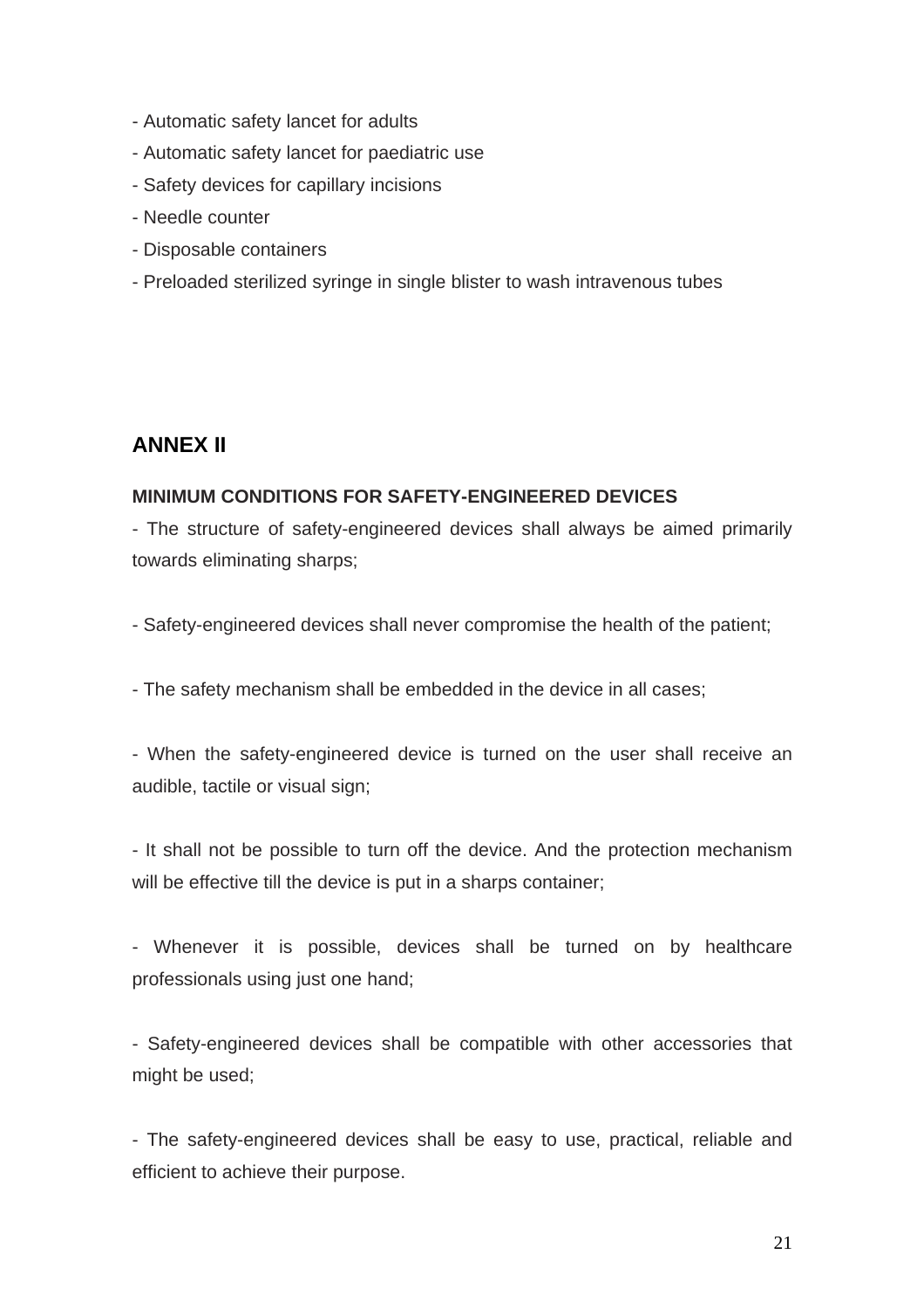- Automatic safety lancet for adults
- Automatic safety lancet for paediatric use
- Safety devices for capillary incisions
- Needle counter
- Disposable containers
- Preloaded sterilized syringe in single blister to wash intravenous tubes

## ANNEX II

### MINIMUM CONDITIONS FOR SAFETY-ENGINEERED DEVICES

- The structure of safety-engineered devices shall always be aimed primarily towards eliminating sharps;

- Safety-engineered devices shall never compromise the health of the patient;

- The safety mechanism shall be embedded in the device in all cases;

- When the safety-engineered device is turned on the user shall receive an audible, tactile or visual sign;

- It shall not be possible to turn off the device. And the protection mechanism will be effective till the device is put in a sharps container;

- Whenever it is possible, devices shall be turned on by healthcare professionals using just one hand;

- Safety-engineered devices shall be compatible with other accessories that might be used;

- The safety-engineered devices shall be easy to use, practical, reliable and efficient to achieve their purpose.